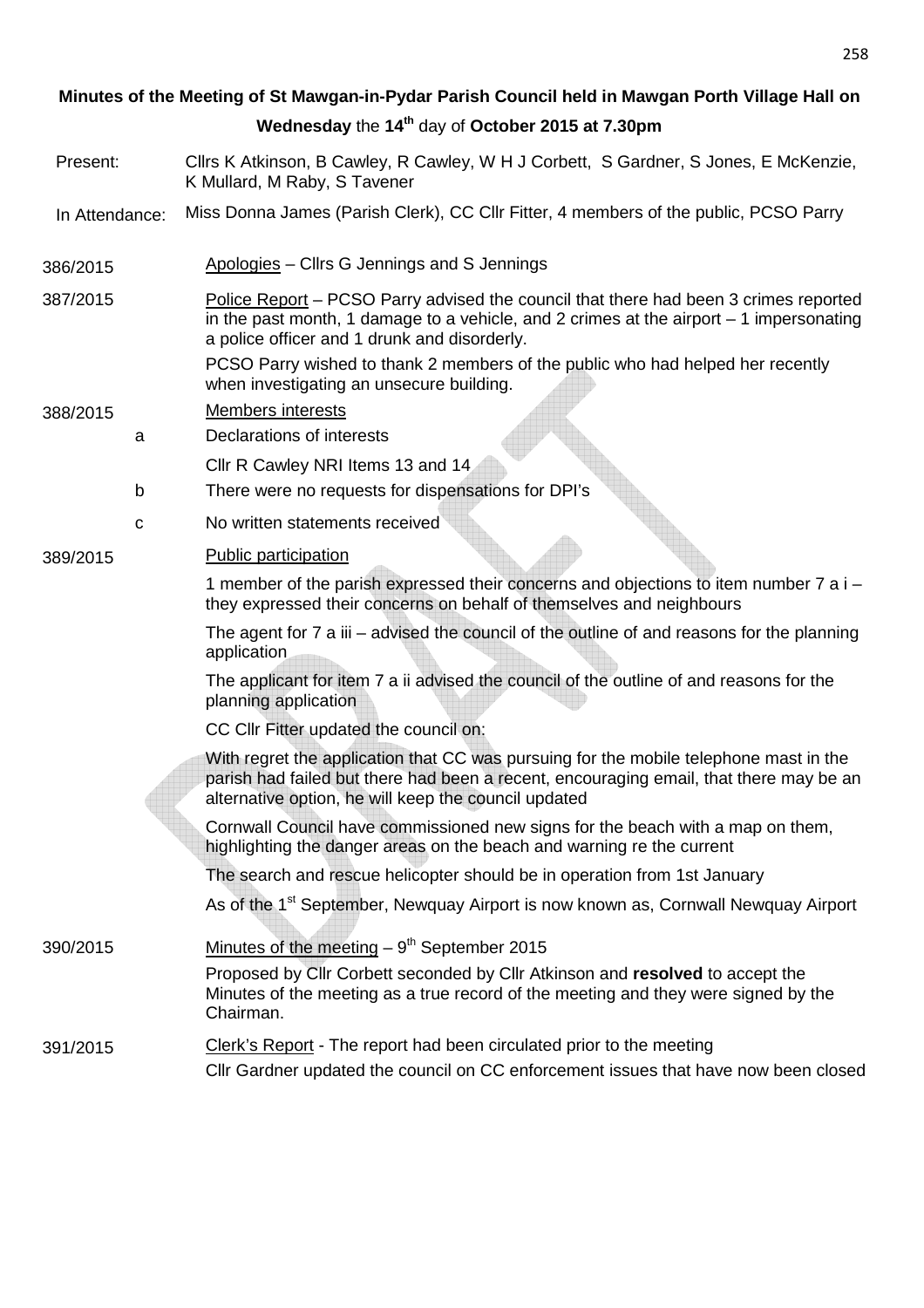**Minutes of the Meeting of St Mawgan-in-Pydar Parish Council held in Mawgan Porth Village Hall on Wednesday the 14th day of October 2015 at 7.30pm**

| | |
|---|---|
| Present: | Cllrs K Atkinson, B Cawley, R Cawley, W H J Corbett, S Gardner, S Jones, E McKenzie, K Mullard, M Raby, S Tavener |
| In Attendance: | Miss Donna James (Parish Clerk), CC Cllr Fitter, 4 members of the public, PCSO Parry |

**386/2015** Apologies – Cllrs G Jennings and S Jennings

**387/2015** Police Report – PCSO Parry advised the council that there had been 3 crimes reported in the past month, 1 damage to a vehicle, and 2 crimes at the airport – 1 impersonating a police officer and 1 drunk and disorderly.

PCSO Parry wished to thank 2 members of the public who had helped her recently when investigating an unsecure building.

**388/2015** Members interests

a. Declarations of interests

   Cllr R Cawley NRI Items 13 and 14

b. There were no requests for dispensations for DPI's

c. No written statements received

**389/2015** Public participation

1 member of the parish expressed their concerns and objections to item number 7 a i – they expressed their concerns on behalf of themselves and neighbours

The agent for 7 a iii – advised the council of the outline of and reasons for the planning application

The applicant for item 7 a ii advised the council of the outline of and reasons for the planning application

CC Cllr Fitter updated the council on:

With regret the application that CC was pursuing for the mobile telephone mast in the parish had failed but there had been a recent, encouraging email, that there may be an alternative option, he will keep the council updated

Cornwall Council have commissioned new signs for the beach with a map on them, highlighting the danger areas on the beach and warning re the current

The search and rescue helicopter should be in operation from 1st January

As of the 1st September, Newquay Airport is now known as, Cornwall Newquay Airport

**390/2015** Minutes of the meeting – 9th September 2015

Proposed by Cllr Corbett seconded by Cllr Atkinson and **resolved** to accept the Minutes of the meeting as a true record of the meeting and they were signed by the Chairman.

**391/2015** Clerk's Report - The report had been circulated prior to the meeting

Cllr Gardner updated the council on CC enforcement issues that have now been closed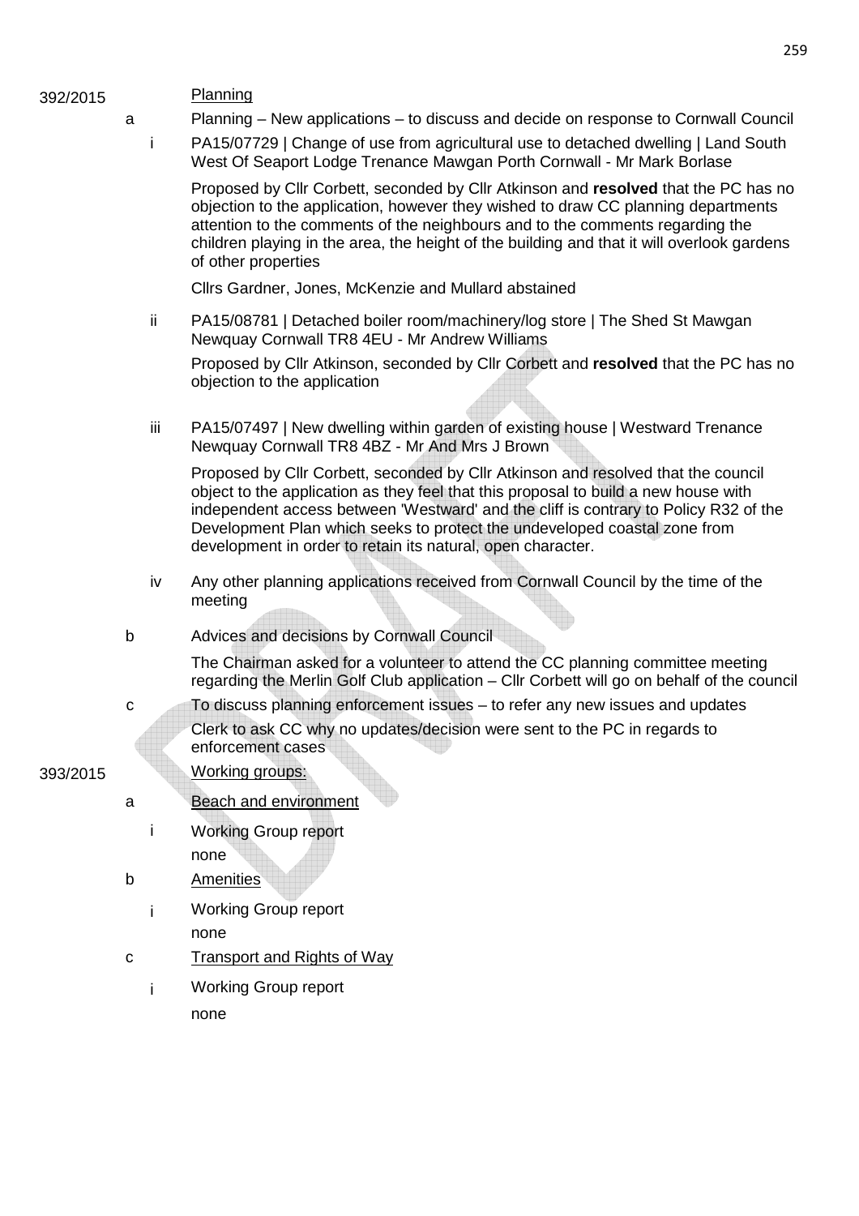392/2015 <u>Planning</u>

a Planning – New applications – to discuss and decide on response to Cornwall Council

i PA15/07729 | Change of use from agricultural use to detached dwelling | Land South West Of Seaport Lodge Trenance Mawgan Porth Cornwall - Mr Mark Borlase

Proposed by Cllr Corbett, seconded by Cllr Atkinson and **resolved** that the PC has no objection to the application, however they wished to draw CC planning departments attention to the comments of the neighbours and to the comments regarding the children playing in the area, the height of the building and that it will overlook gardens of other properties

Cllrs Gardner, Jones, McKenzie and Mullard abstained

ii PA15/08781 | Detached boiler room/machinery/log store | The Shed St Mawgan Newquay Cornwall TR8 4EU - Mr Andrew Williams

Proposed by Cllr Atkinson, seconded by Cllr Corbett and **resolved** that the PC has no objection to the application

iii PA15/07497 | New dwelling within garden of existing house | Westward Trenance Newquay Cornwall TR8 4BZ - Mr And Mrs J Brown

Proposed by Cllr Corbett, seconded by Cllr Atkinson and resolved that the council object to the application as they feel that this proposal to build a new house with independent access between 'Westward' and the cliff is contrary to Policy R32 of the Development Plan which seeks to protect the undeveloped coastal zone from development in order to retain its natural, open character.

iv Any other planning applications received from Cornwall Council by the time of the meeting

b Advices and decisions by Cornwall Council

The Chairman asked for a volunteer to attend the CC planning committee meeting regarding the Merlin Golf Club application – Cllr Corbett will go on behalf of the council

c To discuss planning enforcement issues – to refer any new issues and updates

Clerk to ask CC why no updates/decision were sent to the PC in regards to enforcement cases

393/2015 <u>Working groups:</u>

a <u>Beach and environment</u>

i Working Group report

none

b <u>Amenities</u>

i Working Group report

none

c <u>Transport and Rights of Way</u>

i Working Group report

none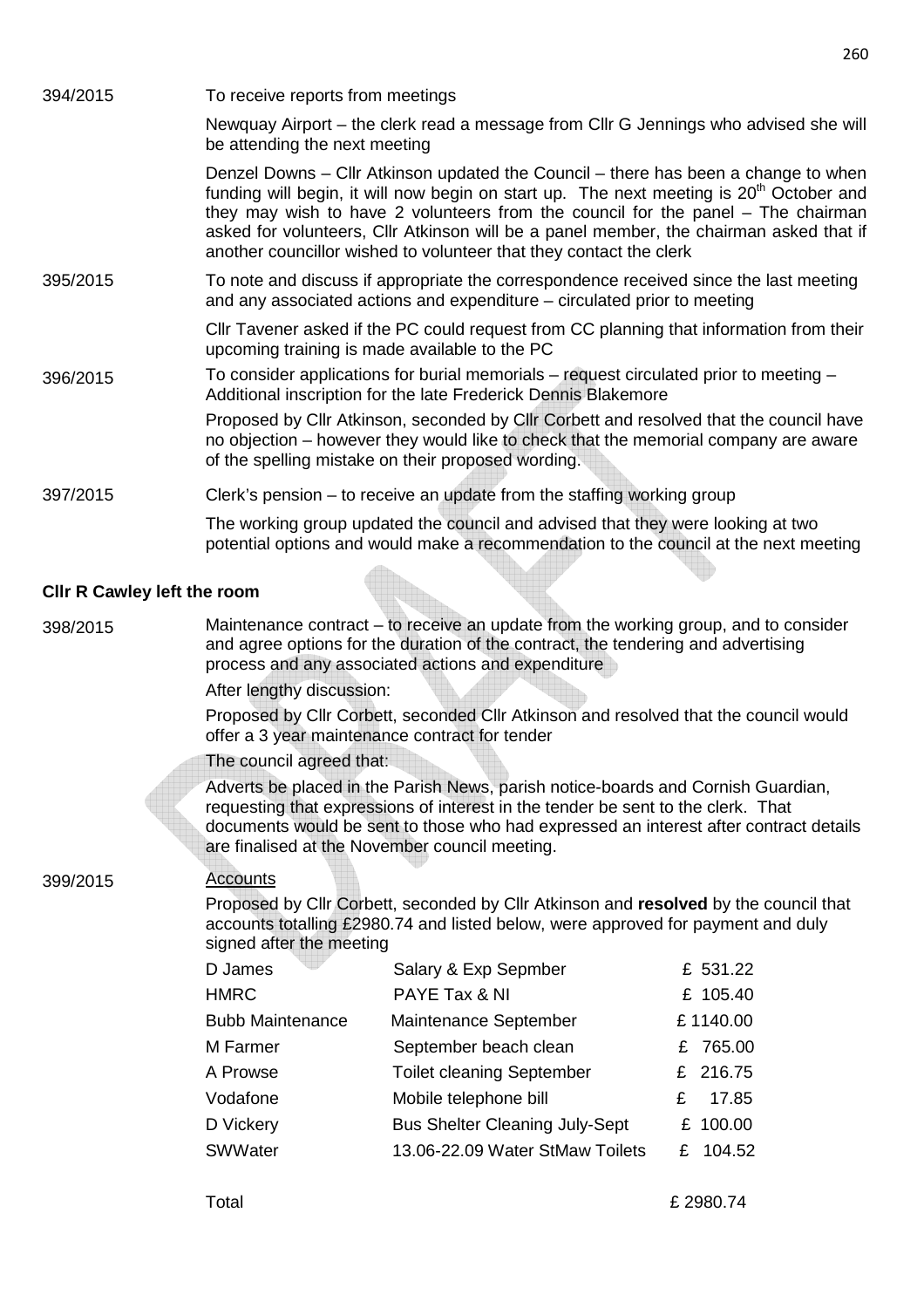394/2015 To receive reports from meetings

Newquay Airport – the clerk read a message from Cllr G Jennings who advised she will be attending the next meeting

Denzel Downs – Cllr Atkinson updated the Council – there has been a change to when funding will begin, it will now begin on start up. The next meeting is 20th October and they may wish to have 2 volunteers from the council for the panel – The chairman asked for volunteers, Cllr Atkinson will be a panel member, the chairman asked that if another councillor wished to volunteer that they contact the clerk

395/2015 To note and discuss if appropriate the correspondence received since the last meeting and any associated actions and expenditure – circulated prior to meeting

Cllr Tavener asked if the PC could request from CC planning that information from their upcoming training is made available to the PC

396/2015 To consider applications for burial memorials – request circulated prior to meeting – Additional inscription for the late Frederick Dennis Blakemore

Proposed by Cllr Atkinson, seconded by Cllr Corbett and resolved that the council have no objection – however they would like to check that the memorial company are aware of the spelling mistake on their proposed wording.

397/2015 Clerk's pension – to receive an update from the staffing working group

The working group updated the council and advised that they were looking at two potential options and would make a recommendation to the council at the next meeting

**Cllr R Cawley left the room**

398/2015 Maintenance contract – to receive an update from the working group, and to consider and agree options for the duration of the contract, the tendering and advertising process and any associated actions and expenditure

After lengthy discussion:

Proposed by Cllr Corbett, seconded Cllr Atkinson and resolved that the council would offer a 3 year maintenance contract for tender

The council agreed that:

Adverts be placed in the Parish News, parish notice-boards and Cornish Guardian, requesting that expressions of interest in the tender be sent to the clerk. That documents would be sent to those who had expressed an interest after contract details are finalised at the November council meeting.

399/2015 Accounts

Proposed by Cllr Corbett, seconded by Cllr Atkinson and **resolved** by the council that accounts totalling £2980.74 and listed below, were approved for payment and duly signed after the meeting

| | | |
|---|---|---|
| D James | Salary & Exp Sepmber | £ 531.22 |
| HMRC | PAYE Tax & NI | £ 105.40 |
| Bubb Maintenance | Maintenance September | £ 1140.00 |
| M Farmer | September beach clean | £ 765.00 |
| A Prowse | Toilet cleaning September | £ 216.75 |
| Vodafone | Mobile telephone bill | £ 17.85 |
| D Vickery | Bus Shelter Cleaning July-Sept | £ 100.00 |
| SWWater | 13.06-22.09 Water StMaw Toilets | £ 104.52 |
| | | |
| Total | | £ 2980.74 |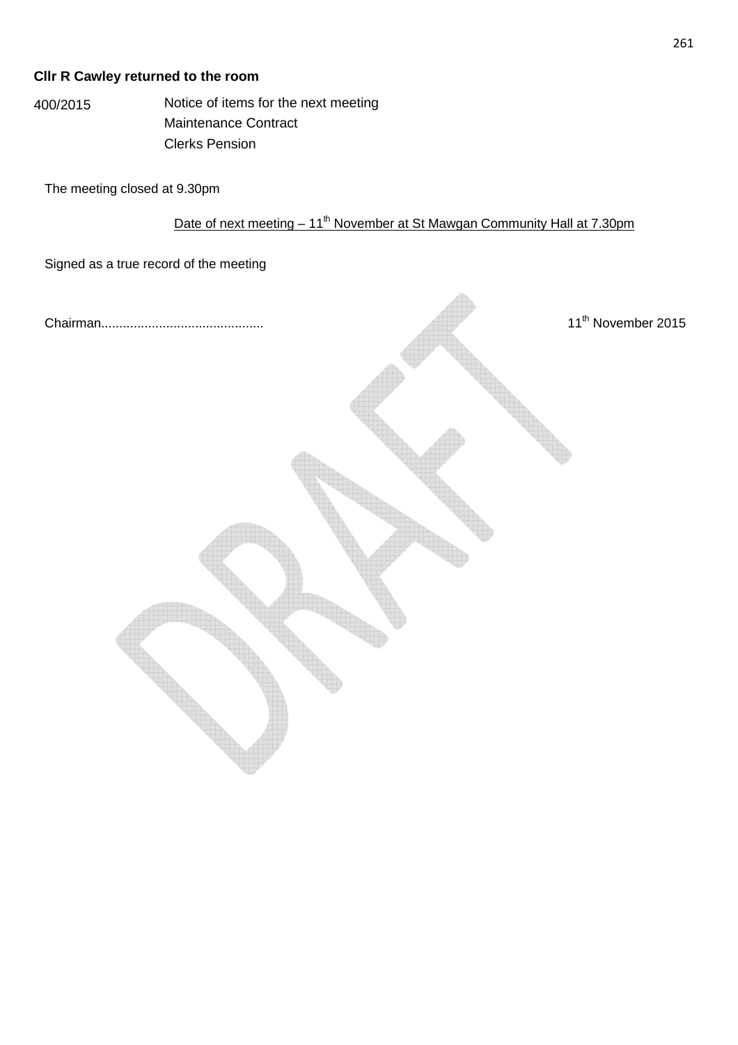**Cllr R Cawley returned to the room**

400/2015 Notice of items for the next meeting
Maintenance Contract
Clerks Pension

The meeting closed at 9.30pm

Date of next meeting – 11th November at St Mawgan Community Hall at 7.30pm

Signed as a true record of the meeting

Chairman............................................ 11th November 2015